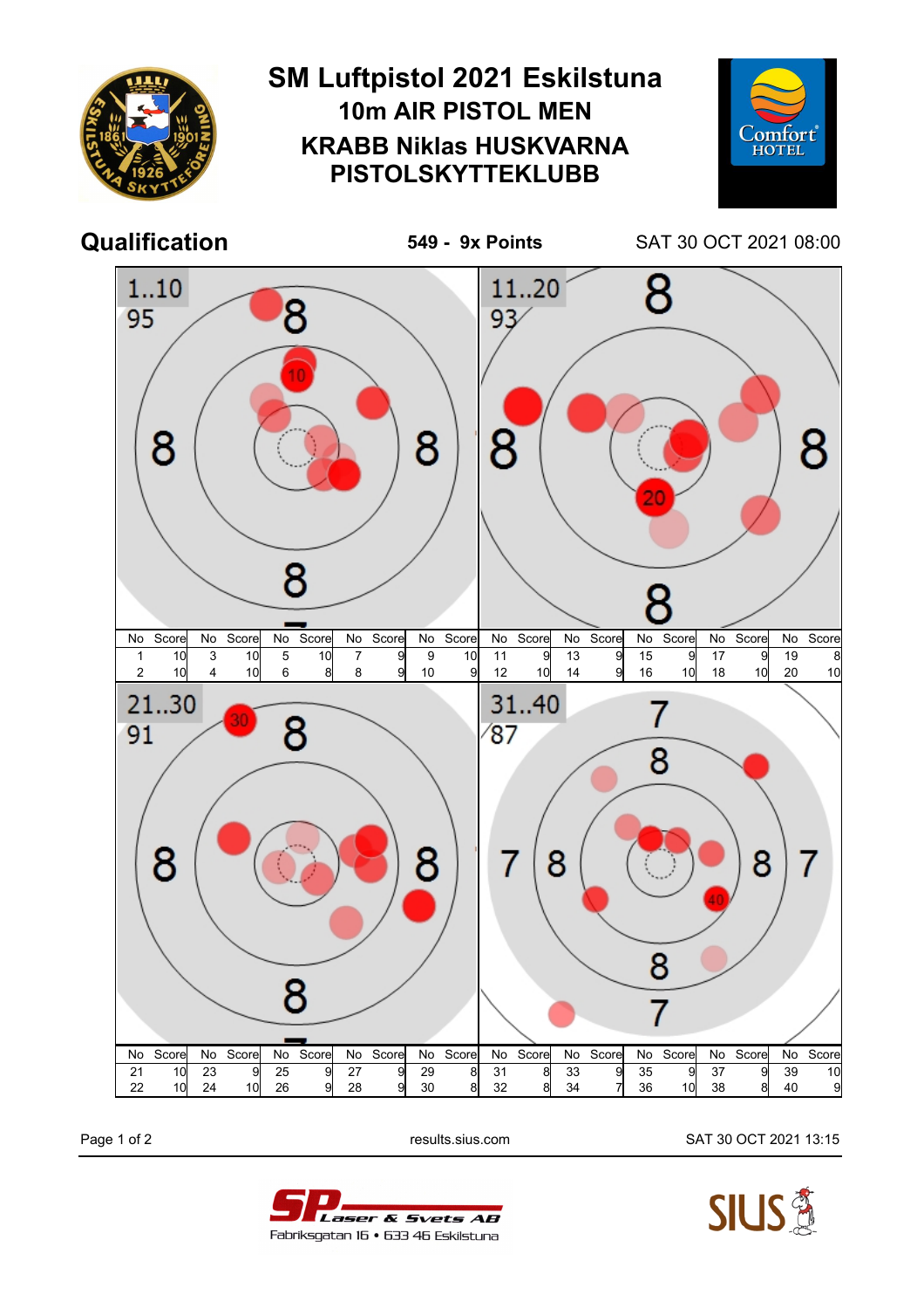# SM Luftpistol 2021 Eskilstuna

## 10m AIR PISTOL MEN

## KRABB Niklas HUSKVARNA PISTOLSKYTTEKLUBB

**Qualification** **549 - 9x Points** SAT 30 OCT 2021 08:00

1..10: 95

| No | Score | No | Score | No | Score | No | Score | No | Score |
|---|---|---|---|---|---|---|---|---|---|
| 1 | 10 | 3 | 10 | 5 | 10 | 7 | 9 | 9 | 10 |
| 2 | 10 | 4 | 10 | 6 | 8 | 8 | 9 | 10 | 9 |

11..20: 93

| No | Score | No | Score | No | Score | No | Score | No | Score |
|---|---|---|---|---|---|---|---|---|---|
| 11 | 9 | 13 | 9 | 15 | 9 | 17 | 9 | 19 | 8 |
| 12 | 10 | 14 | 9 | 16 | 10 | 18 | 10 | 20 | 10 |

21..30: 91

| No | Score | No | Score | No | Score | No | Score | No | Score |
|---|---|---|---|---|---|---|---|---|---|
| 21 | 10 | 23 | 9 | 25 | 9 | 27 | 9 | 29 | 8 |
| 22 | 10 | 24 | 10 | 26 | 9 | 28 | 9 | 30 | 8 |

31..40: 87

| No | Score | No | Score | No | Score | No | Score | No | Score |
|---|---|---|---|---|---|---|---|---|---|
| 31 | 8 | 33 | 9 | 35 | 9 | 37 | 9 | 39 | 10 |
| 32 | 8 | 34 | 7 | 36 | 10 | 38 | 8 | 40 | 9 |

results.sius.com

SAT 30 OCT 2021 13:15

SP Laser & Svets AB
Fabriksgatan 16 • 633 46 Eskilstuna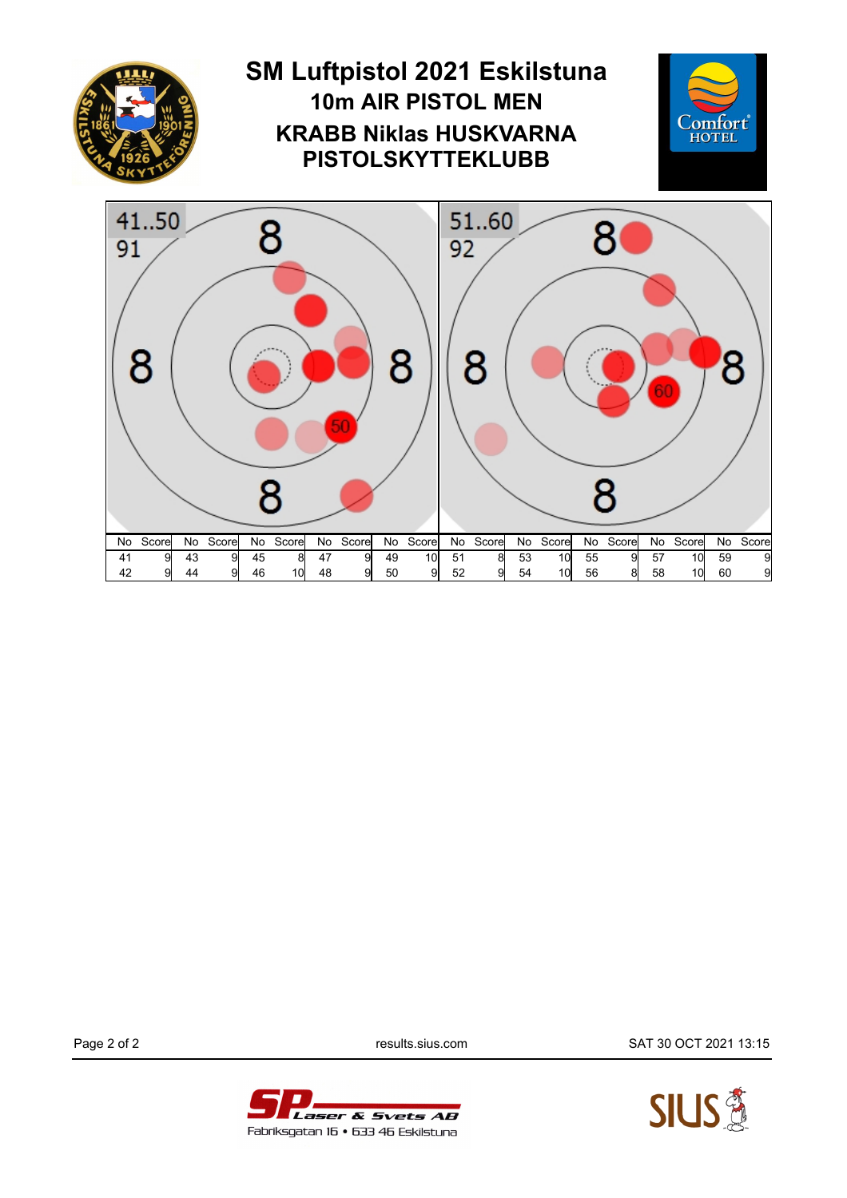# SM Luftpistol 2021 Eskilstuna

## 10m AIR PISTOL MEN

## KRABB Niklas HUSKVARNA PISTOLSKYTTEKLUBB

41..50
91

8
8
8
8
50

51..60
92

8
8
8
8
60

| No | Score | No | Score | No | Score | No | Score | No | Score | No | Score | No | Score | No | Score | No | Score | No | Score |
|---|---|---|---|---|---|---|---|---|---|---|---|---|---|---|---|---|---|---|---|
| 41 | 9 | 43 | 9 | 45 | 8 | 47 | 9 | 49 | 10 | 51 | 8 | 53 | 10 | 55 | 9 | 57 | 10 | 59 | 9 |
| 42 | 9 | 44 | 9 | 46 | 10 | 48 | 9 | 50 | 9 | 52 | 9 | 54 | 10 | 56 | 8 | 58 | 10 | 60 | 9 |

results.sius.com

SAT 30 OCT 2021 13:15

SP Laser & Svets AB
Fabriksgatan 16 • 633 46 Eskilstuna